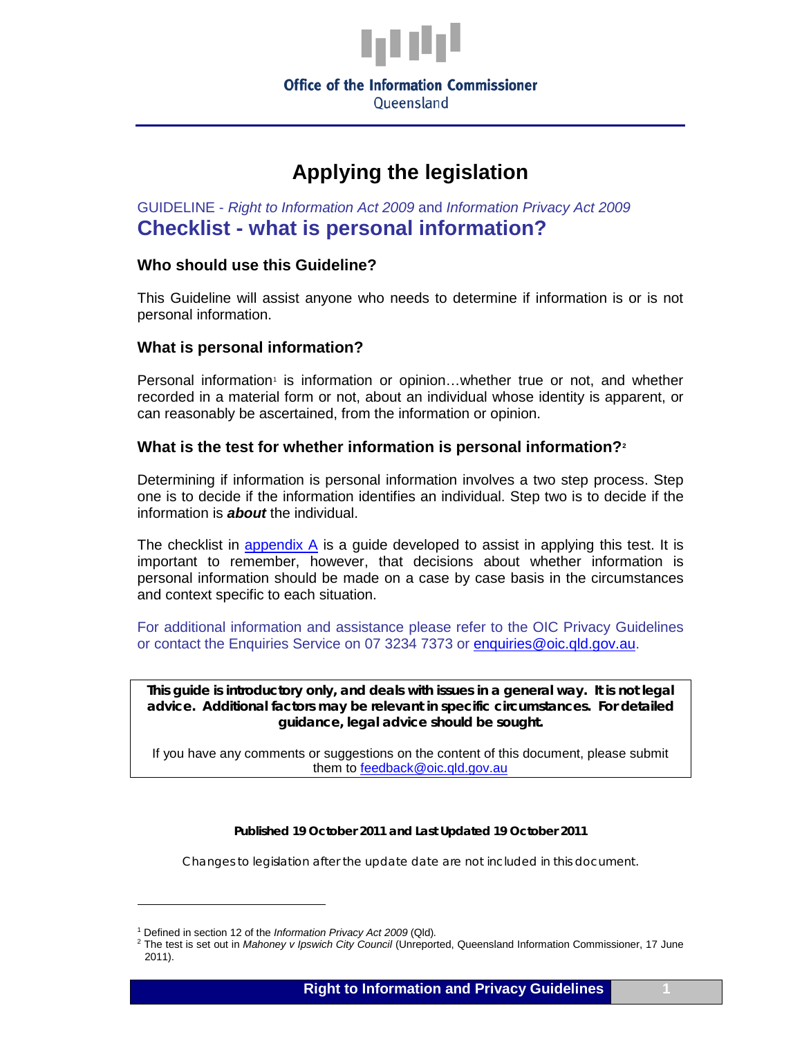Office of the Information Commissioner
Queensland

# Applying the legislation

GUIDELINE - *Right to Information Act 2009* and *Information Privacy Act 2009*

## Checklist - what is personal information?

### Who should use this Guideline?

This Guideline will assist anyone who needs to determine if information is or is not personal information.

### What is personal information?

Personal information[1] is information or opinion…whether true or not, and whether recorded in a material form or not, about an individual whose identity is apparent, or can reasonably be ascertained, from the information or opinion.

### What is the test for whether information is personal information?[2]

Determining if information is personal information involves a two step process. Step one is to decide if the information identifies an individual. Step two is to decide if the information is ***about*** the individual.

The checklist in appendix A is a guide developed to assist in applying this test. It is important to remember, however, that decisions about whether information is personal information should be made on a case by case basis in the circumstances and context specific to each situation.

For additional information and assistance please refer to the OIC Privacy Guidelines or contact the Enquiries Service on 07 3234 7373 or enquiries@oic.qld.gov.au.

**This guide is introductory only, and deals with issues in a general way. It is not legal advice. Additional factors may be relevant in specific circumstances. For detailed guidance, legal advice should be sought.**

If you have any comments or suggestions on the content of this document, please submit them to feedback@oic.qld.gov.au

**Published 19 October 2011 and Last Updated 19 October 2011**

Changes to legislation after the update date are not included in this document.

---

[1] Defined in section 12 of the *Information Privacy Act 2009* (Qld).

[2] The test is set out in *Mahoney v Ipswich City Council* (Unreported, Queensland Information Commissioner, 17 June 2011).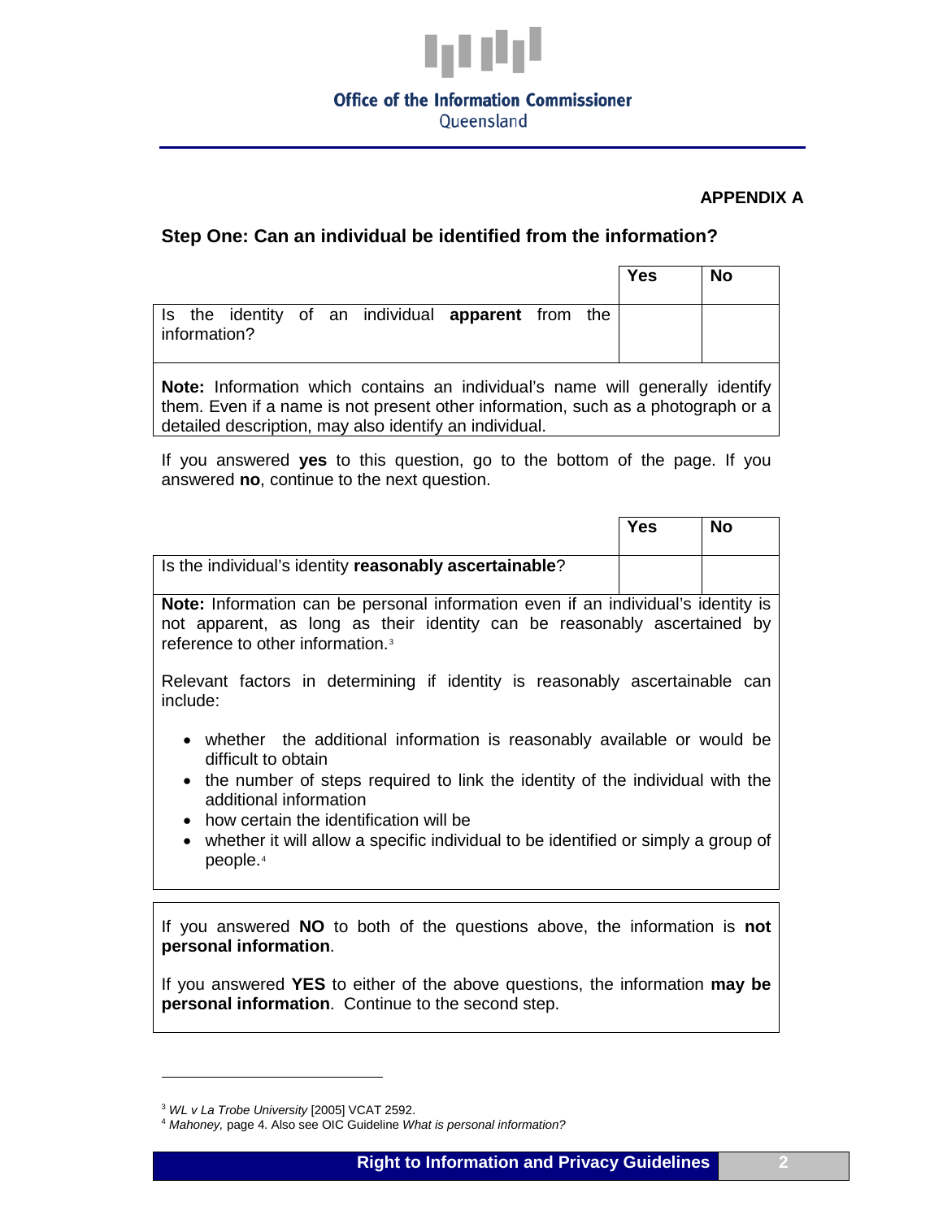**APPENDIX A**

## Step One: Can an individual be identified from the information?

| | Yes | No |
|---|---|---|
| Is the identity of an individual **apparent** from the information? | | |

**Note:** Information which contains an individual's name will generally identify them. Even if a name is not present other information, such as a photograph or a detailed description, may also identify an individual.

If you answered **yes** to this question, go to the bottom of the page. If you answered **no**, continue to the next question.

| | Yes | No |
|---|---|---|
| Is the individual's identity **reasonably ascertainable**? | | |

**Note:** Information can be personal information even if an individual's identity is not apparent, as long as their identity can be reasonably ascertained by reference to other information.[3]

Relevant factors in determining if identity is reasonably ascertainable can include:

- whether the additional information is reasonably available or would be difficult to obtain
- the number of steps required to link the identity of the individual with the additional information
- how certain the identification will be
- whether it will allow a specific individual to be identified or simply a group of people.[4]

If you answered **NO** to both of the questions above, the information is **not personal information**.

If you answered **YES** to either of the above questions, the information **may be personal information**. Continue to the second step.

---

[3] *WL v La Trobe University* [2005] VCAT 2592.

[4] *Mahoney,* page 4. Also see OIC Guideline *What is personal information?*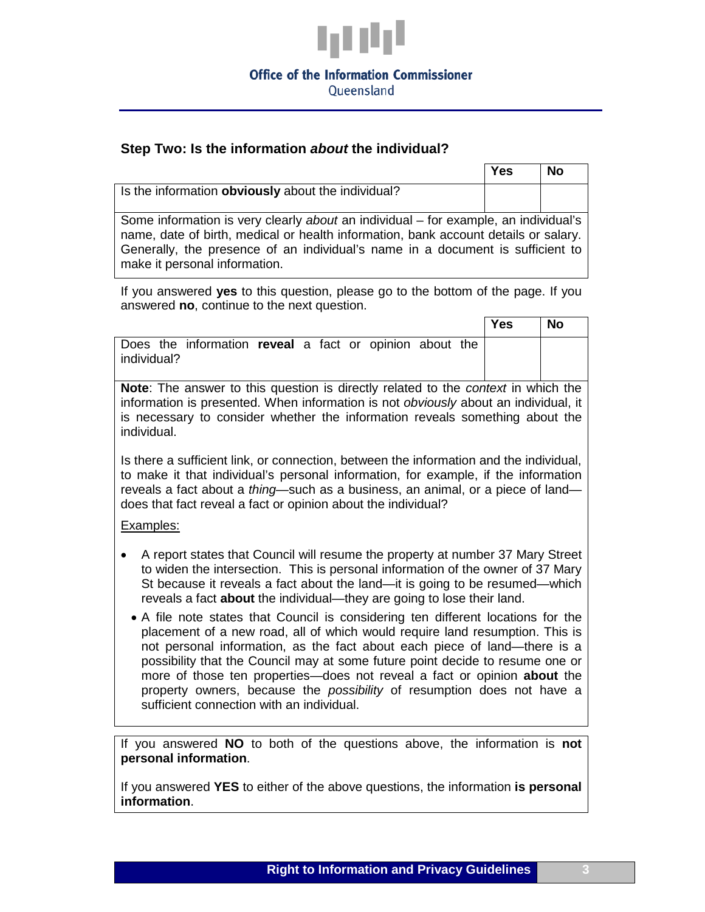## Step Two: Is the information *about* the individual?

| | Yes | No |
|---|---|---|
| Is the information **obviously** about the individual? | | |

Some information is very clearly *about* an individual – for example, an individual's name, date of birth, medical or health information, bank account details or salary. Generally, the presence of an individual's name in a document is sufficient to make it personal information.

If you answered **yes** to this question, please go to the bottom of the page. If you answered **no**, continue to the next question.

| | Yes | No |
|---|---|---|
| Does the information **reveal** a fact or opinion about the individual? | | |

**Note**: The answer to this question is directly related to the *context* in which the information is presented. When information is not *obviously* about an individual, it is necessary to consider whether the information reveals something about the individual.

Is there a sufficient link, or connection, between the information and the individual, to make it that individual's personal information, for example, if the information reveals a fact about a *thing*—such as a business, an animal, or a piece of land—does that fact reveal a fact or opinion about the individual?

Examples:

- A report states that Council will resume the property at number 37 Mary Street to widen the intersection. This is personal information of the owner of 37 Mary St because it reveals a fact about the land—it is going to be resumed—which reveals a fact **about** the individual—they are going to lose their land.
- A file note states that Council is considering ten different locations for the placement of a new road, all of which would require land resumption. This is not personal information, as the fact about each piece of land—there is a possibility that the Council may at some future point decide to resume one or more of those ten properties—does not reveal a fact or opinion **about** the property owners, because the *possibility* of resumption does not have a sufficient connection with an individual.

If you answered **NO** to both of the questions above, the information is **not personal information**.

If you answered **YES** to either of the above questions, the information **is personal information**.